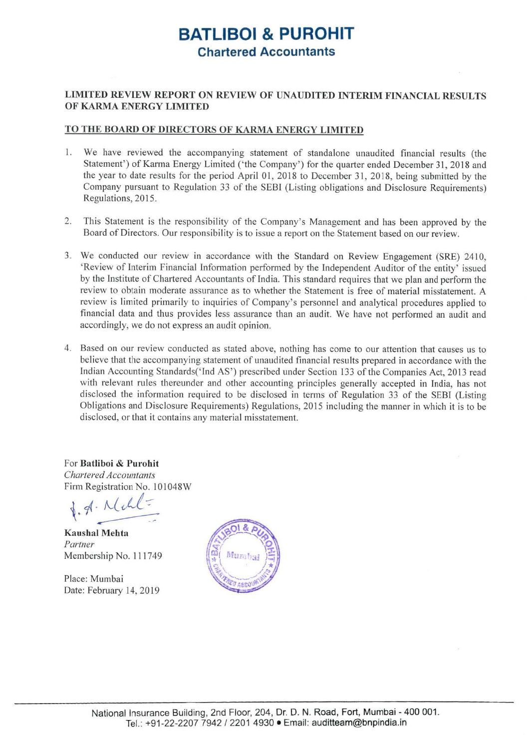# BATLIBOI & PUROHIT

## Chartered Accountants

**LIMITED REVIEW REPORT ON REVIEW OF UNAUDITED INTERIM FINANCIAL RESULTS OF KARMA ENERGY LIMITED**

**TO THE BOARD OF DIRECTORS OF KARMA ENERGY LIMITED**

1. We have reviewed the accompanying statement of standalone unaudited financial results (the Statement') of Karma Energy Limited ('the Company') for the quarter ended December 31, 2018 and the year to date results for the period April 01, 2018 to December 31, 2018, being submitted by the Company pursuant to Regulation 33 of the SEBI (Listing obligations and Disclosure Requirements) Regulations, 2015.

2. This Statement is the responsibility of the Company's Management and has been approved by the Board of Directors. Our responsibility is to issue a report on the Statement based on our review.

3. We conducted our review in accordance with the Standard on Review Engagement (SRE) 2410, 'Review of Interim Financial Information performed by the Independent Auditor of the entity' issued by the Institute of Chartered Accountants of India. This standard requires that we plan and perform the review to obtain moderate assurance as to whether the Statement is free of material misstatement. A review is limited primarily to inquiries of Company's personnel and analytical procedures applied to financial data and thus provides less assurance than an audit. We have not performed an audit and accordingly, we do not express an audit opinion.

4. Based on our review conducted as stated above, nothing has come to our attention that causes us to believe that the accompanying statement of unaudited financial results prepared in accordance with the Indian Accounting Standards('Ind AS') prescribed under Section 133 of the Companies Act, 2013 read with relevant rules thereunder and other accounting principles generally accepted in India, has not disclosed the information required to be disclosed in terms of Regulation 33 of the SEBI (Listing Obligations and Disclosure Requirements) Regulations, 2015 including the manner in which it is to be disclosed, or that it contains any material misstatement.

For **Batliboi & Purohit**
*Chartered Accountants*
Firm Registration No. 101048W

**Kaushal Mehta**
*Partner*
Membership No. 111749

Place: Mumbai
Date: February 14, 2019

National Insurance Building, 2nd Floor, 204, Dr. D. N. Road, Fort, Mumbai - 400 001.
Tel.: +91-22-2207 7942 / 2201 4930 • Email: auditteam@bnpindia.in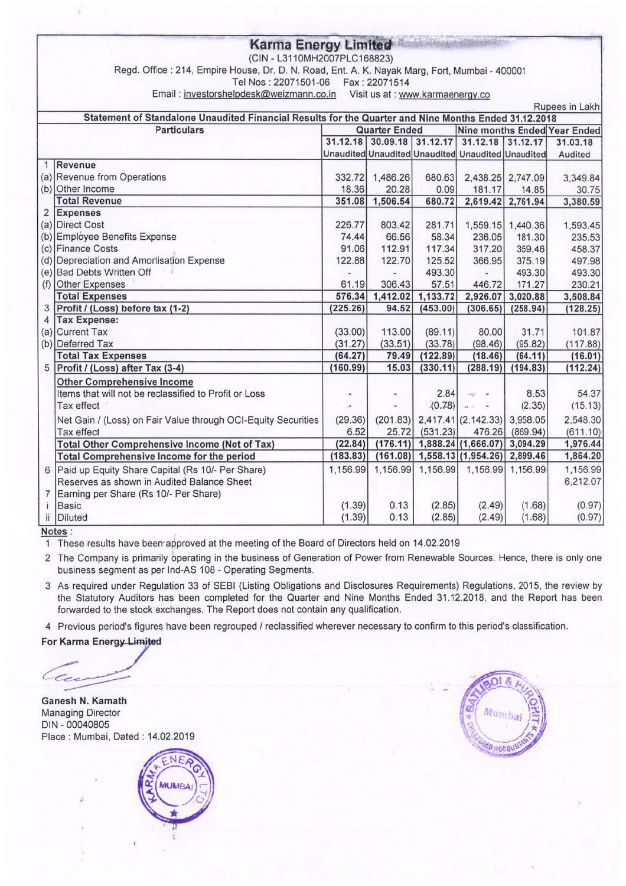# Karma Energy Limited

(CIN - L3110MH2007PLC168823)

Regd. Office : 214, Empire House, Dr. D. N. Road, Ent. A. K. Nayak Marg, Fort, Mumbai - 400001

Tel Nos : 22071501-06 Fax : 22071514

Email : investorshelpdesk@weizmann.co.in Visit us at : www.karmaenergy.co

Rupees in Lakh

**Statement of Standalone Unaudited Financial Results for the Quarter and Nine Months Ended 31.12.2018**

| | Particulars | Quarter Ended | | | Nine months Ended | | Year Ended |
|---|---|---|---|---|---|---|---|
| | | 31.12.18 | 30.09.18 | 31.12.17 | 31.12.18 | 31.12.17 | 31.03.18 |
| | | Unaudited | Unaudited | Unaudited | Unaudited | Unaudited | Audited |
| 1 | **Revenue** | | | | | | |
| (a) | Revenue from Operations | 332.72 | 1,486.26 | 680.63 | 2,438.25 | 2,747.09 | 3,349.84 |
| (b) | Other Income | 18.36 | 20.28 | 0.09 | 181.17 | 14.85 | 30.75 |
| | **Total Revenue** | **351.08** | **1,506.54** | **680.72** | **2,619.42** | **2,761.94** | **3,380.59** |
| 2 | **Expenses** | | | | | | |
| (a) | Direct Cost | 226.77 | 803.42 | 281.71 | 1,559.15 | 1,440.36 | 1,593.45 |
| (b) | Employee Benefits Expense | 74.44 | 66.56 | 58.34 | 236.05 | 181.30 | 235.53 |
| (c) | Finance Costs | 91.06 | 112.91 | 117.34 | 317.20 | 359.46 | 458.37 |
| (d) | Depreciation and Amortisation Expense | 122.88 | 122.70 | 125.52 | 366.95 | 375.19 | 497.98 |
| (e) | Bad Debts Written Off | - | - | 493.30 | - | 493.30 | 493.30 |
| (f) | Other Expenses | 61.19 | 306.43 | 57.51 | 446.72 | 171.27 | 230.21 |
| | **Total Expenses** | **576.34** | **1,412.02** | **1,133.72** | **2,926.07** | **3,020.88** | **3,508.84** |
| 3 | **Profit / (Loss) before tax (1-2)** | **(225.26)** | **94.52** | **(453.00)** | **(306.65)** | **(258.94)** | **(128.25)** |
| 4 | **Tax Expense:** | | | | | | |
| (a) | Current Tax | (33.00) | 113.00 | (89.11) | 80.00 | 31.71 | 101.87 |
| (b) | Deferred Tax | (31.27) | (33.51) | (33.78) | (98.46) | (95.82) | (117.88) |
| | **Total Tax Expenses** | **(64.27)** | **79.49** | **(122.89)** | **(18.46)** | **(64.11)** | **(16.01)** |
| 5 | **Profit / (Loss) after Tax (3-4)** | **(160.99)** | **15.03** | **(330.11)** | **(288.19)** | **(194.83)** | **(112.24)** |
| | **Other Comprehensive Income** | | | | | | |
| | Items that will not be reclassified to Profit or Loss | - | - | 2.84 | - | 8.53 | 54.37 |
| | Tax effect | - | - | (0.78) | - | (2.35) | (15.13) |
| | Net Gain / (Loss) on Fair Value through OCI-Equity Securities | (29.36) | (201.83) | 2,417.41 | (2,142.33) | 3,958.05 | 2,548.30 |
| | Tax effect | 6.52 | 25.72 | (531.23) | 476.26 | (869.94) | (611.10) |
| | **Total Other Comprehensive Income (Net of Tax)** | **(22.84)** | **(176.11)** | **1,888.24** | **(1,666.07)** | **3,094.29** | **1,976.44** |
| | **Total Comprehensive Income for the period** | **(183.83)** | **(161.08)** | **1,558.13** | **(1,954.26)** | **2,899.46** | **1,864.20** |
| 6 | Paid up Equity Share Capital (Rs 10/- Per Share) | 1,156.99 | 1,156.99 | 1,156.99 | 1,156.99 | 1,156.99 | 1,156.99 |
| | Reserves as shown in Audited Balance Sheet | | | | | | 6,212.07 |
| 7 | Earning per Share (Rs 10/- Per Share) | | | | | | |
| i | Basic | (1.39) | 0.13 | (2.85) | (2.49) | (1.68) | (0.97) |
| ii | Diluted | (1.39) | 0.13 | (2.85) | (2.49) | (1.68) | (0.97) |

**Notes :**

1. These results have been approved at the meeting of the Board of Directors held on 14.02.2019
2. The Company is primarily operating in the business of Generation of Power from Renewable Sources. Hence, there is only one business segment as per Ind-AS 108 - Operating Segments.
3. As required under Regulation 33 of SEBI (Listing Obligations and Disclosures Requirements) Regulations, 2015, the review by the Statutory Auditors has been completed for the Quarter and Nine Months Ended 31.12.2018, and the Report has been forwarded to the stock exchanges. The Report does not contain any qualification.
4. Previous period's figures have been regrouped / reclassified wherever necessary to confirm to this period's classification.

**For Karma Energy Limited**

**Ganesh N. Kamath**
Managing Director
DIN - 00040805
Place : Mumbai, Dated : 14.02.2019